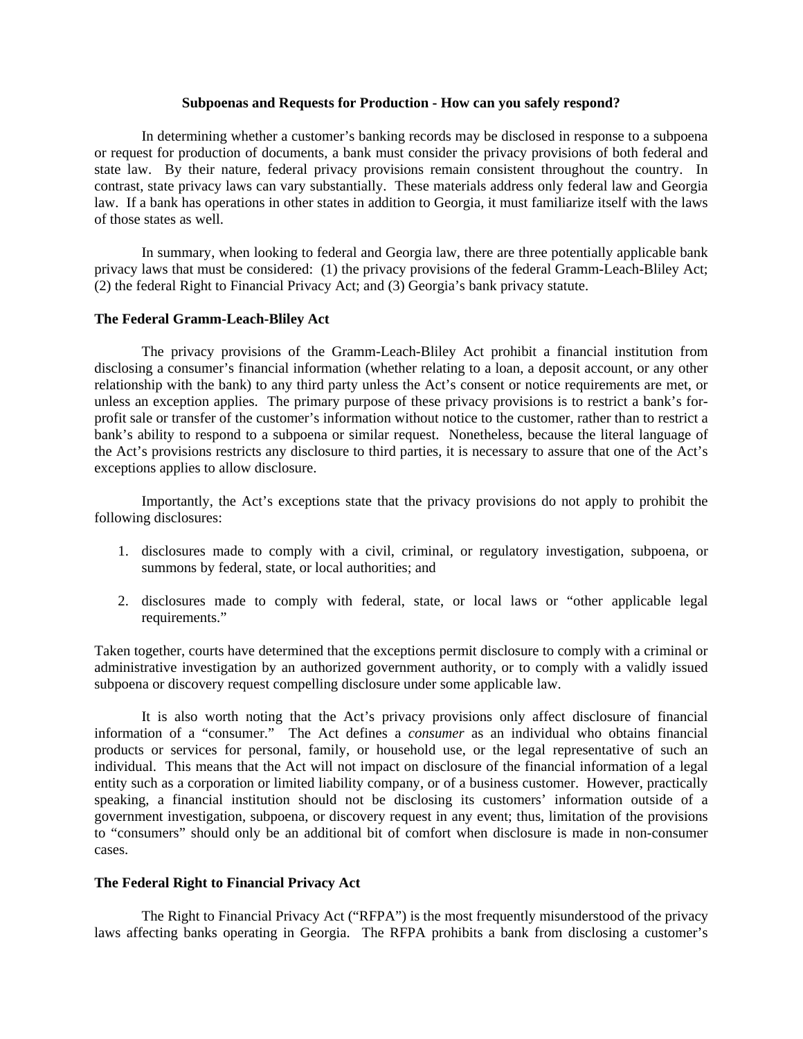**Subpoenas and Requests for Production - How can you safely respond?**

In determining whether a customer's banking records may be disclosed in response to a subpoena or request for production of documents, a bank must consider the privacy provisions of both federal and state law. By their nature, federal privacy provisions remain consistent throughout the country. In contrast, state privacy laws can vary substantially. These materials address only federal law and Georgia law. If a bank has operations in other states in addition to Georgia, it must familiarize itself with the laws of those states as well.

In summary, when looking to federal and Georgia law, there are three potentially applicable bank privacy laws that must be considered: (1) the privacy provisions of the federal Gramm-Leach-Bliley Act; (2) the federal Right to Financial Privacy Act; and (3) Georgia's bank privacy statute.

**The Federal Gramm-Leach-Bliley Act**

The privacy provisions of the Gramm-Leach-Bliley Act prohibit a financial institution from disclosing a consumer's financial information (whether relating to a loan, a deposit account, or any other relationship with the bank) to any third party unless the Act's consent or notice requirements are met, or unless an exception applies. The primary purpose of these privacy provisions is to restrict a bank's for-profit sale or transfer of the customer's information without notice to the customer, rather than to restrict a bank's ability to respond to a subpoena or similar request. Nonetheless, because the literal language of the Act's provisions restricts any disclosure to third parties, it is necessary to assure that one of the Act's exceptions applies to allow disclosure.

Importantly, the Act's exceptions state that the privacy provisions do not apply to prohibit the following disclosures:

1. disclosures made to comply with a civil, criminal, or regulatory investigation, subpoena, or summons by federal, state, or local authorities; and

2. disclosures made to comply with federal, state, or local laws or "other applicable legal requirements."

Taken together, courts have determined that the exceptions permit disclosure to comply with a criminal or administrative investigation by an authorized government authority, or to comply with a validly issued subpoena or discovery request compelling disclosure under some applicable law.

It is also worth noting that the Act's privacy provisions only affect disclosure of financial information of a "consumer." The Act defines a *consumer* as an individual who obtains financial products or services for personal, family, or household use, or the legal representative of such an individual. This means that the Act will not impact on disclosure of the financial information of a legal entity such as a corporation or limited liability company, or of a business customer. However, practically speaking, a financial institution should not be disclosing its customers' information outside of a government investigation, subpoena, or discovery request in any event; thus, limitation of the provisions to "consumers" should only be an additional bit of comfort when disclosure is made in non-consumer cases.

**The Federal Right to Financial Privacy Act**

The Right to Financial Privacy Act ("RFPA") is the most frequently misunderstood of the privacy laws affecting banks operating in Georgia. The RFPA prohibits a bank from disclosing a customer's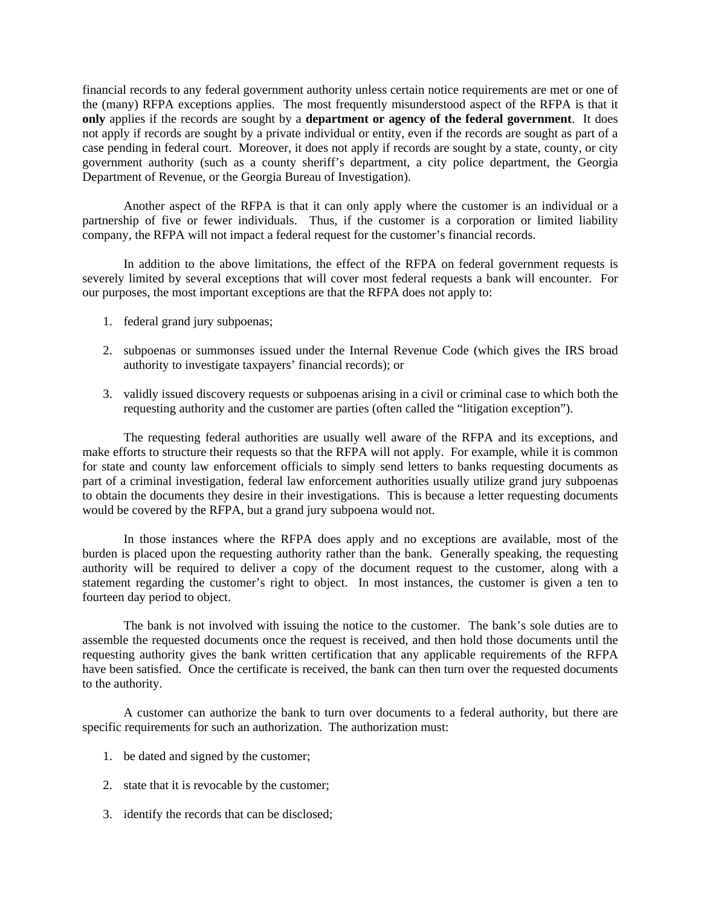financial records to any federal government authority unless certain notice requirements are met or one of the (many) RFPA exceptions applies. The most frequently misunderstood aspect of the RFPA is that it **only** applies if the records are sought by a **department or agency of the federal government**. It does not apply if records are sought by a private individual or entity, even if the records are sought as part of a case pending in federal court. Moreover, it does not apply if records are sought by a state, county, or city government authority (such as a county sheriff's department, a city police department, the Georgia Department of Revenue, or the Georgia Bureau of Investigation).

Another aspect of the RFPA is that it can only apply where the customer is an individual or a partnership of five or fewer individuals. Thus, if the customer is a corporation or limited liability company, the RFPA will not impact a federal request for the customer's financial records.

In addition to the above limitations, the effect of the RFPA on federal government requests is severely limited by several exceptions that will cover most federal requests a bank will encounter. For our purposes, the most important exceptions are that the RFPA does not apply to:

1. federal grand jury subpoenas;
2. subpoenas or summonses issued under the Internal Revenue Code (which gives the IRS broad authority to investigate taxpayers' financial records); or
3. validly issued discovery requests or subpoenas arising in a civil or criminal case to which both the requesting authority and the customer are parties (often called the "litigation exception").

The requesting federal authorities are usually well aware of the RFPA and its exceptions, and make efforts to structure their requests so that the RFPA will not apply. For example, while it is common for state and county law enforcement officials to simply send letters to banks requesting documents as part of a criminal investigation, federal law enforcement authorities usually utilize grand jury subpoenas to obtain the documents they desire in their investigations. This is because a letter requesting documents would be covered by the RFPA, but a grand jury subpoena would not.

In those instances where the RFPA does apply and no exceptions are available, most of the burden is placed upon the requesting authority rather than the bank. Generally speaking, the requesting authority will be required to deliver a copy of the document request to the customer, along with a statement regarding the customer's right to object. In most instances, the customer is given a ten to fourteen day period to object.

The bank is not involved with issuing the notice to the customer. The bank's sole duties are to assemble the requested documents once the request is received, and then hold those documents until the requesting authority gives the bank written certification that any applicable requirements of the RFPA have been satisfied. Once the certificate is received, the bank can then turn over the requested documents to the authority.

A customer can authorize the bank to turn over documents to a federal authority, but there are specific requirements for such an authorization. The authorization must:

1. be dated and signed by the customer;
2. state that it is revocable by the customer;
3. identify the records that can be disclosed;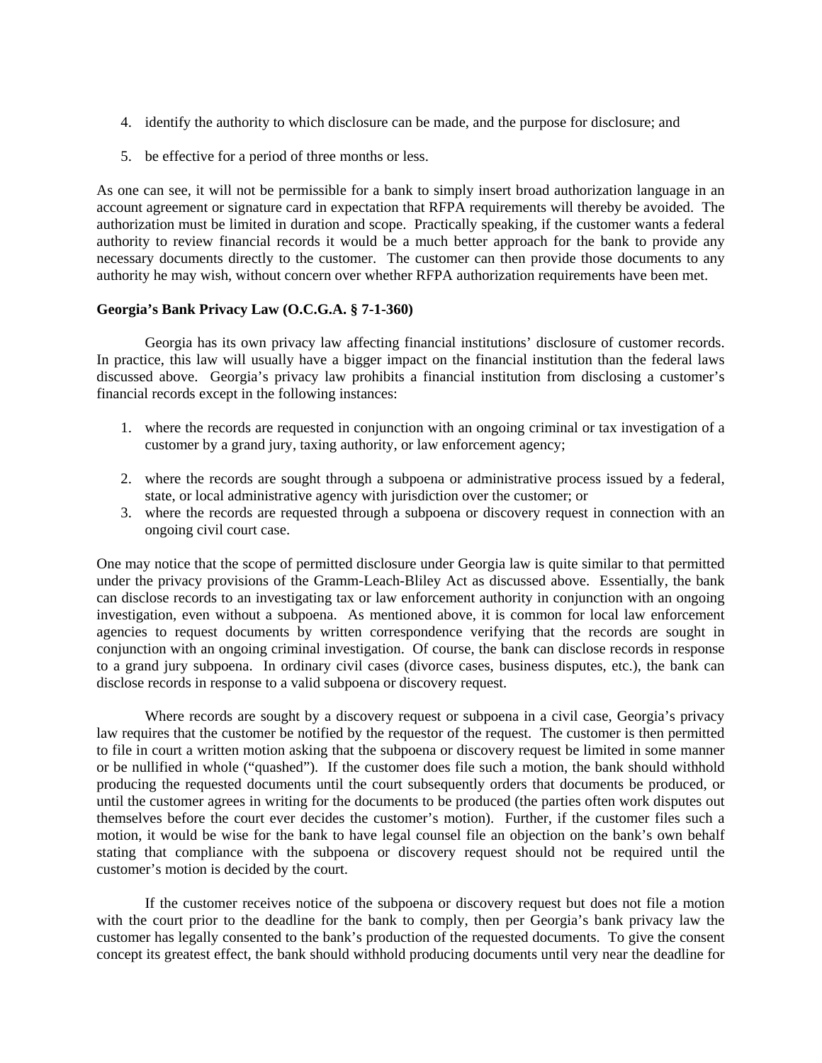4. identify the authority to which disclosure can be made, and the purpose for disclosure; and

5. be effective for a period of three months or less.

As one can see, it will not be permissible for a bank to simply insert broad authorization language in an account agreement or signature card in expectation that RFPA requirements will thereby be avoided. The authorization must be limited in duration and scope. Practically speaking, if the customer wants a federal authority to review financial records it would be a much better approach for the bank to provide any necessary documents directly to the customer. The customer can then provide those documents to any authority he may wish, without concern over whether RFPA authorization requirements have been met.

**Georgia's Bank Privacy Law (O.C.G.A. § 7-1-360)**

Georgia has its own privacy law affecting financial institutions' disclosure of customer records. In practice, this law will usually have a bigger impact on the financial institution than the federal laws discussed above. Georgia's privacy law prohibits a financial institution from disclosing a customer's financial records except in the following instances:

1. where the records are requested in conjunction with an ongoing criminal or tax investigation of a customer by a grand jury, taxing authority, or law enforcement agency;

2. where the records are sought through a subpoena or administrative process issued by a federal, state, or local administrative agency with jurisdiction over the customer; or
3. where the records are requested through a subpoena or discovery request in connection with an ongoing civil court case.

One may notice that the scope of permitted disclosure under Georgia law is quite similar to that permitted under the privacy provisions of the Gramm-Leach-Bliley Act as discussed above. Essentially, the bank can disclose records to an investigating tax or law enforcement authority in conjunction with an ongoing investigation, even without a subpoena. As mentioned above, it is common for local law enforcement agencies to request documents by written correspondence verifying that the records are sought in conjunction with an ongoing criminal investigation. Of course, the bank can disclose records in response to a grand jury subpoena. In ordinary civil cases (divorce cases, business disputes, etc.), the bank can disclose records in response to a valid subpoena or discovery request.

Where records are sought by a discovery request or subpoena in a civil case, Georgia's privacy law requires that the customer be notified by the requestor of the request. The customer is then permitted to file in court a written motion asking that the subpoena or discovery request be limited in some manner or be nullified in whole ("quashed"). If the customer does file such a motion, the bank should withhold producing the requested documents until the court subsequently orders that documents be produced, or until the customer agrees in writing for the documents to be produced (the parties often work disputes out themselves before the court ever decides the customer's motion). Further, if the customer files such a motion, it would be wise for the bank to have legal counsel file an objection on the bank's own behalf stating that compliance with the subpoena or discovery request should not be required until the customer's motion is decided by the court.

If the customer receives notice of the subpoena or discovery request but does not file a motion with the court prior to the deadline for the bank to comply, then per Georgia's bank privacy law the customer has legally consented to the bank's production of the requested documents. To give the consent concept its greatest effect, the bank should withhold producing documents until very near the deadline for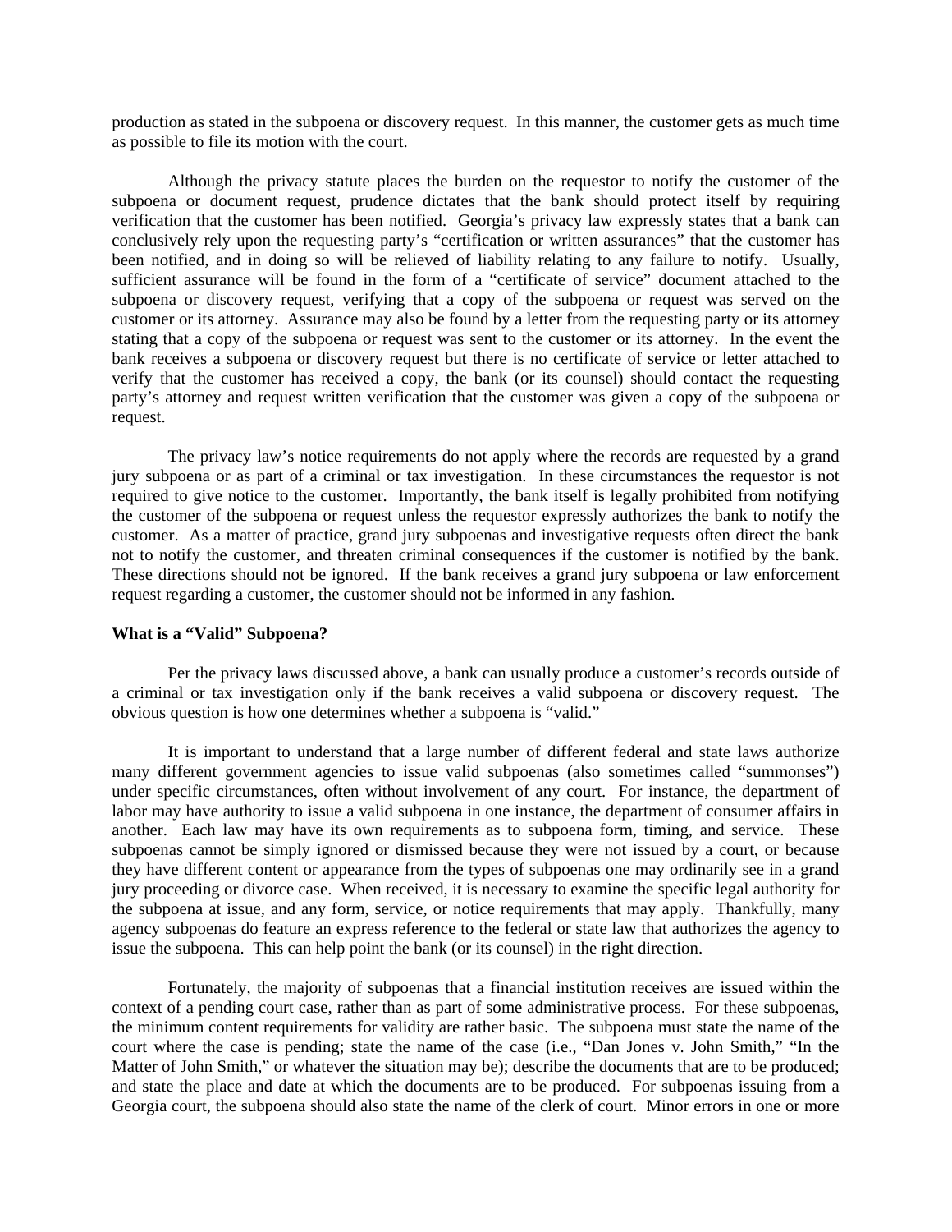production as stated in the subpoena or discovery request. In this manner, the customer gets as much time as possible to file its motion with the court.

Although the privacy statute places the burden on the requestor to notify the customer of the subpoena or document request, prudence dictates that the bank should protect itself by requiring verification that the customer has been notified. Georgia's privacy law expressly states that a bank can conclusively rely upon the requesting party's "certification or written assurances" that the customer has been notified, and in doing so will be relieved of liability relating to any failure to notify. Usually, sufficient assurance will be found in the form of a "certificate of service" document attached to the subpoena or discovery request, verifying that a copy of the subpoena or request was served on the customer or its attorney. Assurance may also be found by a letter from the requesting party or its attorney stating that a copy of the subpoena or request was sent to the customer or its attorney. In the event the bank receives a subpoena or discovery request but there is no certificate of service or letter attached to verify that the customer has received a copy, the bank (or its counsel) should contact the requesting party's attorney and request written verification that the customer was given a copy of the subpoena or request.

The privacy law's notice requirements do not apply where the records are requested by a grand jury subpoena or as part of a criminal or tax investigation. In these circumstances the requestor is not required to give notice to the customer. Importantly, the bank itself is legally prohibited from notifying the customer of the subpoena or request unless the requestor expressly authorizes the bank to notify the customer. As a matter of practice, grand jury subpoenas and investigative requests often direct the bank not to notify the customer, and threaten criminal consequences if the customer is notified by the bank. These directions should not be ignored. If the bank receives a grand jury subpoena or law enforcement request regarding a customer, the customer should not be informed in any fashion.

### What is a "Valid" Subpoena?

Per the privacy laws discussed above, a bank can usually produce a customer's records outside of a criminal or tax investigation only if the bank receives a valid subpoena or discovery request. The obvious question is how one determines whether a subpoena is "valid."

It is important to understand that a large number of different federal and state laws authorize many different government agencies to issue valid subpoenas (also sometimes called "summonses") under specific circumstances, often without involvement of any court. For instance, the department of labor may have authority to issue a valid subpoena in one instance, the department of consumer affairs in another. Each law may have its own requirements as to subpoena form, timing, and service. These subpoenas cannot be simply ignored or dismissed because they were not issued by a court, or because they have different content or appearance from the types of subpoenas one may ordinarily see in a grand jury proceeding or divorce case. When received, it is necessary to examine the specific legal authority for the subpoena at issue, and any form, service, or notice requirements that may apply. Thankfully, many agency subpoenas do feature an express reference to the federal or state law that authorizes the agency to issue the subpoena. This can help point the bank (or its counsel) in the right direction.

Fortunately, the majority of subpoenas that a financial institution receives are issued within the context of a pending court case, rather than as part of some administrative process. For these subpoenas, the minimum content requirements for validity are rather basic. The subpoena must state the name of the court where the case is pending; state the name of the case (i.e., "Dan Jones v. John Smith," "In the Matter of John Smith," or whatever the situation may be); describe the documents that are to be produced; and state the place and date at which the documents are to be produced. For subpoenas issuing from a Georgia court, the subpoena should also state the name of the clerk of court. Minor errors in one or more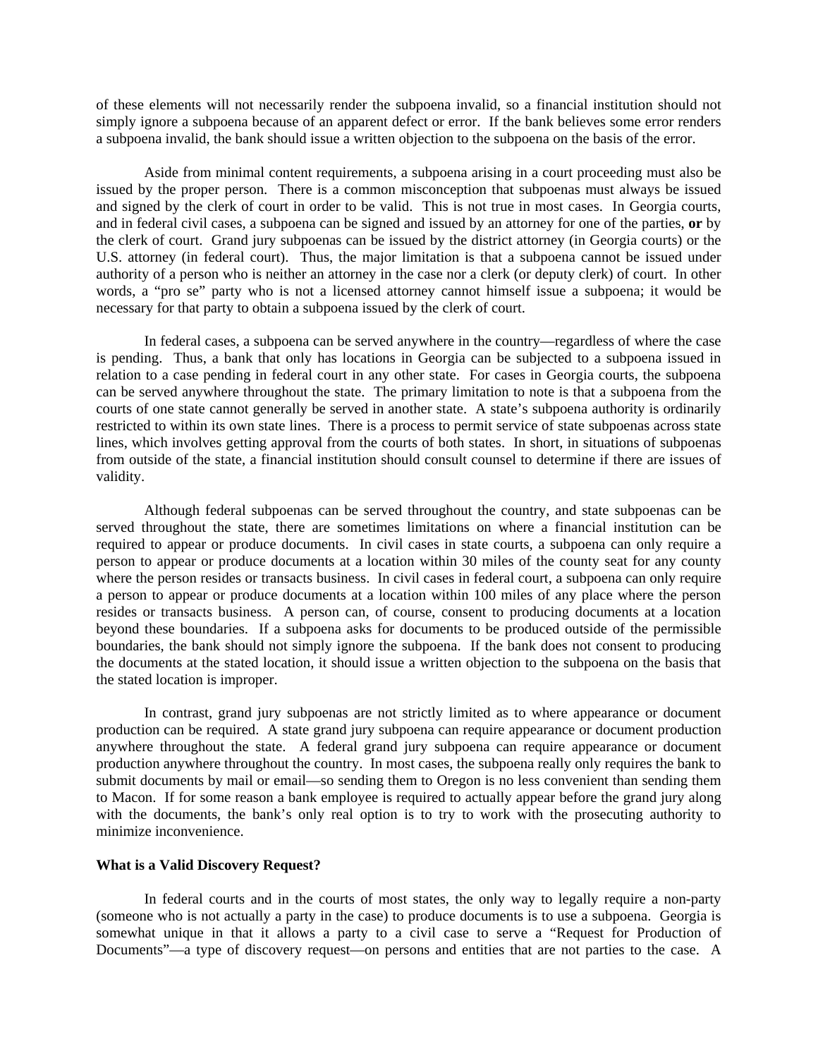of these elements will not necessarily render the subpoena invalid, so a financial institution should not simply ignore a subpoena because of an apparent defect or error. If the bank believes some error renders a subpoena invalid, the bank should issue a written objection to the subpoena on the basis of the error.

Aside from minimal content requirements, a subpoena arising in a court proceeding must also be issued by the proper person. There is a common misconception that subpoenas must always be issued and signed by the clerk of court in order to be valid. This is not true in most cases. In Georgia courts, and in federal civil cases, a subpoena can be signed and issued by an attorney for one of the parties, **or** by the clerk of court. Grand jury subpoenas can be issued by the district attorney (in Georgia courts) or the U.S. attorney (in federal court). Thus, the major limitation is that a subpoena cannot be issued under authority of a person who is neither an attorney in the case nor a clerk (or deputy clerk) of court. In other words, a "pro se" party who is not a licensed attorney cannot himself issue a subpoena; it would be necessary for that party to obtain a subpoena issued by the clerk of court.

In federal cases, a subpoena can be served anywhere in the country—regardless of where the case is pending. Thus, a bank that only has locations in Georgia can be subjected to a subpoena issued in relation to a case pending in federal court in any other state. For cases in Georgia courts, the subpoena can be served anywhere throughout the state. The primary limitation to note is that a subpoena from the courts of one state cannot generally be served in another state. A state's subpoena authority is ordinarily restricted to within its own state lines. There is a process to permit service of state subpoenas across state lines, which involves getting approval from the courts of both states. In short, in situations of subpoenas from outside of the state, a financial institution should consult counsel to determine if there are issues of validity.

Although federal subpoenas can be served throughout the country, and state subpoenas can be served throughout the state, there are sometimes limitations on where a financial institution can be required to appear or produce documents. In civil cases in state courts, a subpoena can only require a person to appear or produce documents at a location within 30 miles of the county seat for any county where the person resides or transacts business. In civil cases in federal court, a subpoena can only require a person to appear or produce documents at a location within 100 miles of any place where the person resides or transacts business. A person can, of course, consent to producing documents at a location beyond these boundaries. If a subpoena asks for documents to be produced outside of the permissible boundaries, the bank should not simply ignore the subpoena. If the bank does not consent to producing the documents at the stated location, it should issue a written objection to the subpoena on the basis that the stated location is improper.

In contrast, grand jury subpoenas are not strictly limited as to where appearance or document production can be required. A state grand jury subpoena can require appearance or document production anywhere throughout the state. A federal grand jury subpoena can require appearance or document production anywhere throughout the country. In most cases, the subpoena really only requires the bank to submit documents by mail or email—so sending them to Oregon is no less convenient than sending them to Macon. If for some reason a bank employee is required to actually appear before the grand jury along with the documents, the bank's only real option is to try to work with the prosecuting authority to minimize inconvenience.

**What is a Valid Discovery Request?**

In federal courts and in the courts of most states, the only way to legally require a non-party (someone who is not actually a party in the case) to produce documents is to use a subpoena. Georgia is somewhat unique in that it allows a party to a civil case to serve a "Request for Production of Documents"—a type of discovery request—on persons and entities that are not parties to the case. A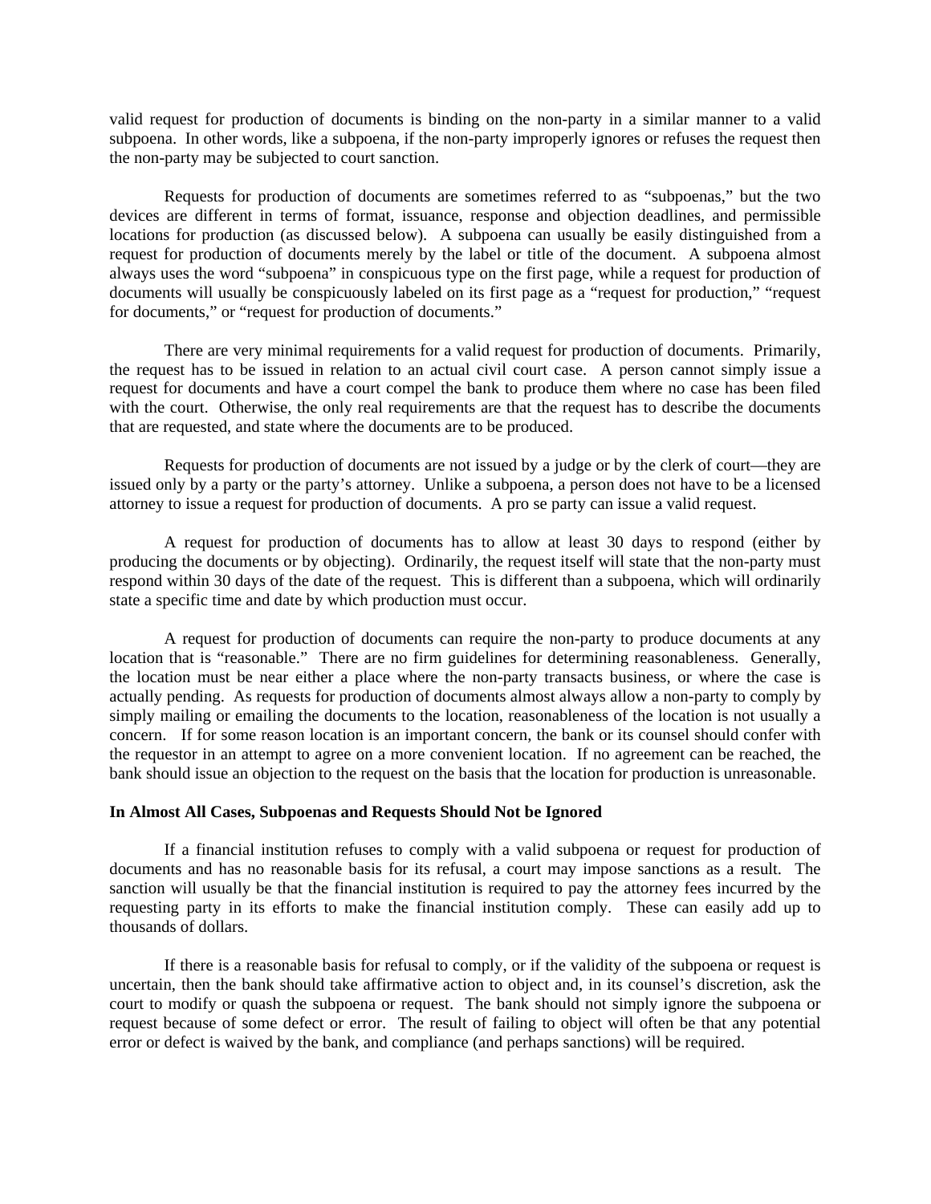valid request for production of documents is binding on the non-party in a similar manner to a valid subpoena. In other words, like a subpoena, if the non-party improperly ignores or refuses the request then the non-party may be subjected to court sanction.

Requests for production of documents are sometimes referred to as "subpoenas," but the two devices are different in terms of format, issuance, response and objection deadlines, and permissible locations for production (as discussed below). A subpoena can usually be easily distinguished from a request for production of documents merely by the label or title of the document. A subpoena almost always uses the word "subpoena" in conspicuous type on the first page, while a request for production of documents will usually be conspicuously labeled on its first page as a "request for production," "request for documents," or "request for production of documents."

There are very minimal requirements for a valid request for production of documents. Primarily, the request has to be issued in relation to an actual civil court case. A person cannot simply issue a request for documents and have a court compel the bank to produce them where no case has been filed with the court. Otherwise, the only real requirements are that the request has to describe the documents that are requested, and state where the documents are to be produced.

Requests for production of documents are not issued by a judge or by the clerk of court—they are issued only by a party or the party's attorney. Unlike a subpoena, a person does not have to be a licensed attorney to issue a request for production of documents. A pro se party can issue a valid request.

A request for production of documents has to allow at least 30 days to respond (either by producing the documents or by objecting). Ordinarily, the request itself will state that the non-party must respond within 30 days of the date of the request. This is different than a subpoena, which will ordinarily state a specific time and date by which production must occur.

A request for production of documents can require the non-party to produce documents at any location that is "reasonable." There are no firm guidelines for determining reasonableness. Generally, the location must be near either a place where the non-party transacts business, or where the case is actually pending. As requests for production of documents almost always allow a non-party to comply by simply mailing or emailing the documents to the location, reasonableness of the location is not usually a concern. If for some reason location is an important concern, the bank or its counsel should confer with the requestor in an attempt to agree on a more convenient location. If no agreement can be reached, the bank should issue an objection to the request on the basis that the location for production is unreasonable.

**In Almost All Cases, Subpoenas and Requests Should Not be Ignored**

If a financial institution refuses to comply with a valid subpoena or request for production of documents and has no reasonable basis for its refusal, a court may impose sanctions as a result. The sanction will usually be that the financial institution is required to pay the attorney fees incurred by the requesting party in its efforts to make the financial institution comply. These can easily add up to thousands of dollars.

If there is a reasonable basis for refusal to comply, or if the validity of the subpoena or request is uncertain, then the bank should take affirmative action to object and, in its counsel's discretion, ask the court to modify or quash the subpoena or request. The bank should not simply ignore the subpoena or request because of some defect or error. The result of failing to object will often be that any potential error or defect is waived by the bank, and compliance (and perhaps sanctions) will be required.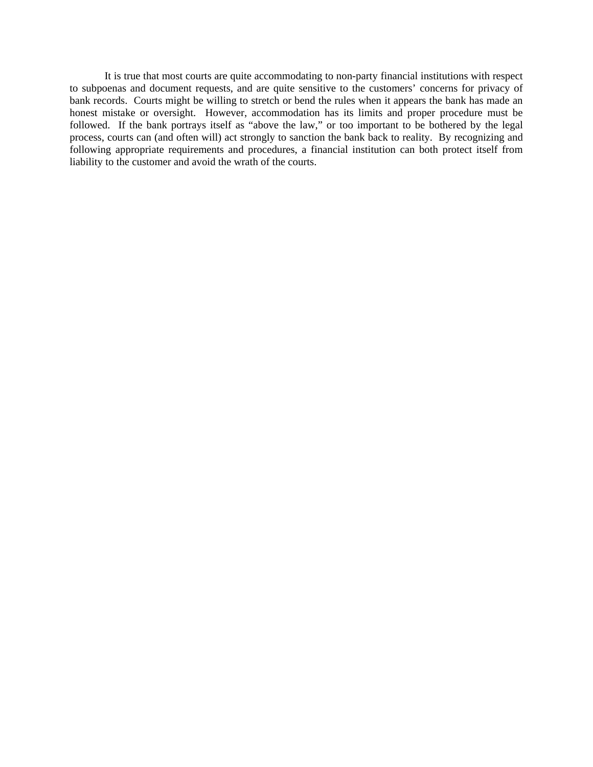It is true that most courts are quite accommodating to non-party financial institutions with respect to subpoenas and document requests, and are quite sensitive to the customers' concerns for privacy of bank records. Courts might be willing to stretch or bend the rules when it appears the bank has made an honest mistake or oversight. However, accommodation has its limits and proper procedure must be followed. If the bank portrays itself as "above the law," or too important to be bothered by the legal process, courts can (and often will) act strongly to sanction the bank back to reality. By recognizing and following appropriate requirements and procedures, a financial institution can both protect itself from liability to the customer and avoid the wrath of the courts.